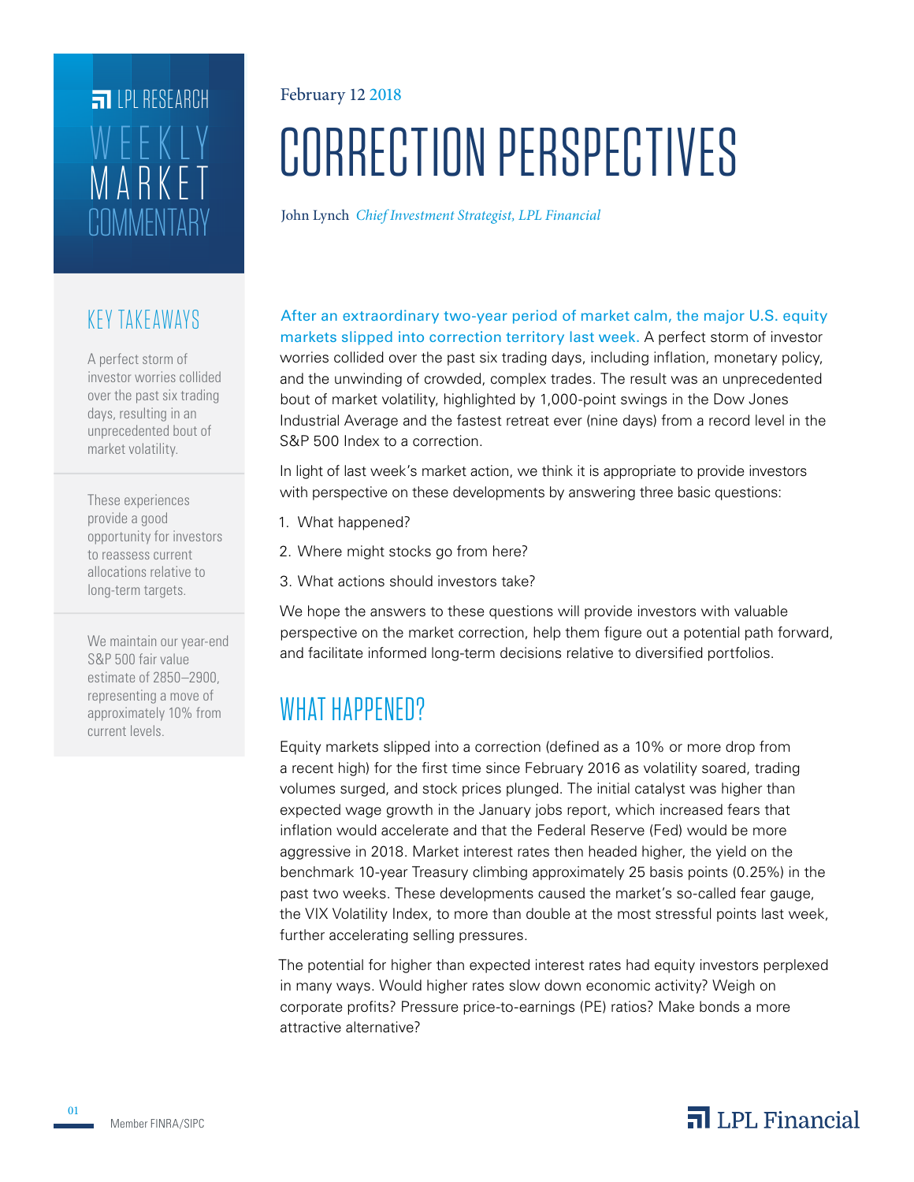LPL RESEARCH

WEEKLY MARKET COMMENTARY

February 12 2018

# CORRECTION PERSPECTIVES

John Lynch *Chief Investment Strategist, LPL Financial*

## KEY TAKEAWAYS

A perfect storm of investor worries collided over the past six trading days, resulting in an unprecedented bout of market volatility.

These experiences provide a good opportunity for investors to reassess current allocations relative to long-term targets.

We maintain our year-end S&P 500 fair value estimate of 2850–2900, representing a move of approximately 10% from current levels.

After an extraordinary two-year period of market calm, the major U.S. equity markets slipped into correction territory last week. A perfect storm of investor worries collided over the past six trading days, including inflation, monetary policy, and the unwinding of crowded, complex trades. The result was an unprecedented bout of market volatility, highlighted by 1,000-point swings in the Dow Jones Industrial Average and the fastest retreat ever (nine days) from a record level in the S&P 500 Index to a correction.

In light of last week's market action, we think it is appropriate to provide investors with perspective on these developments by answering three basic questions:

1. What happened?
2. Where might stocks go from here?
3. What actions should investors take?

We hope the answers to these questions will provide investors with valuable perspective on the market correction, help them figure out a potential path forward, and facilitate informed long-term decisions relative to diversified portfolios.

## WHAT HAPPENED?

Equity markets slipped into a correction (defined as a 10% or more drop from a recent high) for the first time since February 2016 as volatility soared, trading volumes surged, and stock prices plunged. The initial catalyst was higher than expected wage growth in the January jobs report, which increased fears that inflation would accelerate and that the Federal Reserve (Fed) would be more aggressive in 2018. Market interest rates then headed higher, the yield on the benchmark 10-year Treasury climbing approximately 25 basis points (0.25%) in the past two weeks. These developments caused the market's so-called fear gauge, the VIX Volatility Index, to more than double at the most stressful points last week, further accelerating selling pressures.

The potential for higher than expected interest rates had equity investors perplexed in many ways. Would higher rates slow down economic activity? Weigh on corporate profits? Pressure price-to-earnings (PE) ratios? Make bonds a more attractive alternative?

Member FINRA/SIPC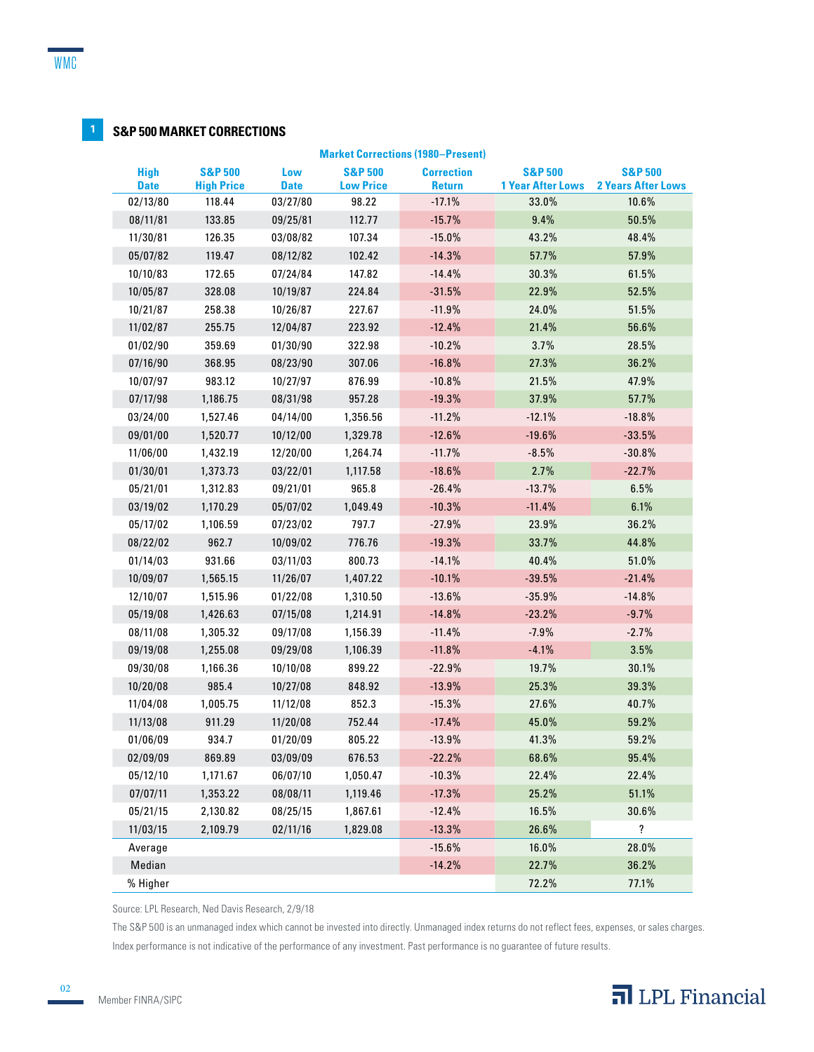## 1 S&P 500 MARKET CORRECTIONS

| Market Corrections (1980–Present) | | | | | | |
|---|---|---|---|---|---|---|
| High Date | S&P 500 High Price | Low Date | S&P 500 Low Price | Correction Return | S&P 500 1 Year After Lows | S&P 500 2 Years After Lows |
| 02/13/80 | 118.44 | 03/27/80 | 98.22 | -17.1% | 33.0% | 10.6% |
| 08/11/81 | 133.85 | 09/25/81 | 112.77 | -15.7% | 9.4% | 50.5% |
| 11/30/81 | 126.35 | 03/08/82 | 107.34 | -15.0% | 43.2% | 48.4% |
| 05/07/82 | 119.47 | 08/12/82 | 102.42 | -14.3% | 57.7% | 57.9% |
| 10/10/83 | 172.65 | 07/24/84 | 147.82 | -14.4% | 30.3% | 61.5% |
| 10/05/87 | 328.08 | 10/19/87 | 224.84 | -31.5% | 22.9% | 52.5% |
| 10/21/87 | 258.38 | 10/26/87 | 227.67 | -11.9% | 24.0% | 51.5% |
| 11/02/87 | 255.75 | 12/04/87 | 223.92 | -12.4% | 21.4% | 56.6% |
| 01/02/90 | 359.69 | 01/30/90 | 322.98 | -10.2% | 3.7% | 28.5% |
| 07/16/90 | 368.95 | 08/23/90 | 307.06 | -16.8% | 27.3% | 36.2% |
| 10/07/97 | 983.12 | 10/27/97 | 876.99 | -10.8% | 21.5% | 47.9% |
| 07/17/98 | 1,186.75 | 08/31/98 | 957.28 | -19.3% | 37.9% | 57.7% |
| 03/24/00 | 1,527.46 | 04/14/00 | 1,356.56 | -11.2% | -12.1% | -18.8% |
| 09/01/00 | 1,520.77 | 10/12/00 | 1,329.78 | -12.6% | -19.6% | -33.5% |
| 11/06/00 | 1,432.19 | 12/20/00 | 1,264.74 | -11.7% | -8.5% | -30.8% |
| 01/30/01 | 1,373.73 | 03/22/01 | 1,117.58 | -18.6% | 2.7% | -22.7% |
| 05/21/01 | 1,312.83 | 09/21/01 | 965.8 | -26.4% | -13.7% | 6.5% |
| 03/19/02 | 1,170.29 | 05/07/02 | 1,049.49 | -10.3% | -11.4% | 6.1% |
| 05/17/02 | 1,106.59 | 07/23/02 | 797.7 | -27.9% | 23.9% | 36.2% |
| 08/22/02 | 962.7 | 10/09/02 | 776.76 | -19.3% | 33.7% | 44.8% |
| 01/14/03 | 931.66 | 03/11/03 | 800.73 | -14.1% | 40.4% | 51.0% |
| 10/09/07 | 1,565.15 | 11/26/07 | 1,407.22 | -10.1% | -39.5% | -21.4% |
| 12/10/07 | 1,515.96 | 01/22/08 | 1,310.50 | -13.6% | -35.9% | -14.8% |
| 05/19/08 | 1,426.63 | 07/15/08 | 1,214.91 | -14.8% | -23.2% | -9.7% |
| 08/11/08 | 1,305.32 | 09/17/08 | 1,156.39 | -11.4% | -7.9% | -2.7% |
| 09/19/08 | 1,255.08 | 09/29/08 | 1,106.39 | -11.8% | -4.1% | 3.5% |
| 09/30/08 | 1,166.36 | 10/10/08 | 899.22 | -22.9% | 19.7% | 30.1% |
| 10/20/08 | 985.4 | 10/27/08 | 848.92 | -13.9% | 25.3% | 39.3% |
| 11/04/08 | 1,005.75 | 11/12/08 | 852.3 | -15.3% | 27.6% | 40.7% |
| 11/13/08 | 911.29 | 11/20/08 | 752.44 | -17.4% | 45.0% | 59.2% |
| 01/06/09 | 934.7 | 01/20/09 | 805.22 | -13.9% | 41.3% | 59.2% |
| 02/09/09 | 869.89 | 03/09/09 | 676.53 | -22.2% | 68.6% | 95.4% |
| 05/12/10 | 1,171.67 | 06/07/10 | 1,050.47 | -10.3% | 22.4% | 22.4% |
| 07/07/11 | 1,353.22 | 08/08/11 | 1,119.46 | -17.3% | 25.2% | 51.1% |
| 05/21/15 | 2,130.82 | 08/25/15 | 1,867.61 | -12.4% | 16.5% | 30.6% |
| 11/03/15 | 2,109.79 | 02/11/16 | 1,829.08 | -13.3% | 26.6% | ? |
| Average | | | | -15.6% | 16.0% | 28.0% |
| Median | | | | -14.2% | 22.7% | 36.2% |
| % Higher | | | | | 72.2% | 77.1% |

Source: LPL Research, Ned Davis Research, 2/9/18

The S&P 500 is an unmanaged index which cannot be invested into directly. Unmanaged index returns do not reflect fees, expenses, or sales charges. Index performance is not indicative of the performance of any investment. Past performance is no guarantee of future results.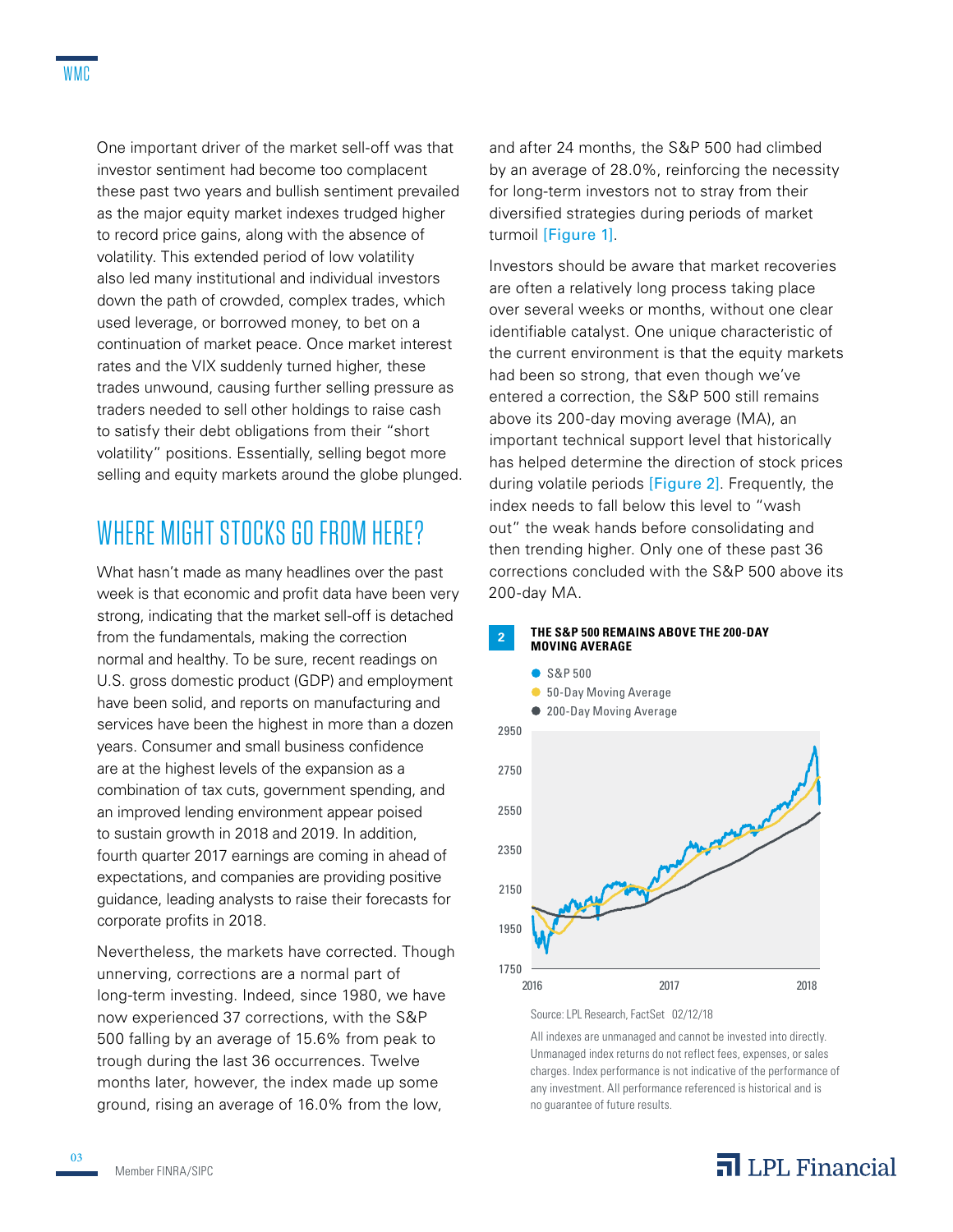One important driver of the market sell-off was that investor sentiment had become too complacent these past two years and bullish sentiment prevailed as the major equity market indexes trudged higher to record price gains, along with the absence of volatility. This extended period of low volatility also led many institutional and individual investors down the path of crowded, complex trades, which used leverage, or borrowed money, to bet on a continuation of market peace. Once market interest rates and the VIX suddenly turned higher, these trades unwound, causing further selling pressure as traders needed to sell other holdings to raise cash to satisfy their debt obligations from their "short volatility" positions. Essentially, selling begot more selling and equity markets around the globe plunged.

## WHERE MIGHT STOCKS GO FROM HERE?

What hasn't made as many headlines over the past week is that economic and profit data have been very strong, indicating that the market sell-off is detached from the fundamentals, making the correction normal and healthy. To be sure, recent readings on U.S. gross domestic product (GDP) and employment have been solid, and reports on manufacturing and services have been the highest in more than a dozen years. Consumer and small business confidence are at the highest levels of the expansion as a combination of tax cuts, government spending, and an improved lending environment appear poised to sustain growth in 2018 and 2019. In addition, fourth quarter 2017 earnings are coming in ahead of expectations, and companies are providing positive guidance, leading analysts to raise their forecasts for corporate profits in 2018.

Nevertheless, the markets have corrected. Though unnerving, corrections are a normal part of long-term investing. Indeed, since 1980, we have now experienced 37 corrections, with the S&P 500 falling by an average of 15.6% from peak to trough during the last 36 occurrences. Twelve months later, however, the index made up some ground, rising an average of 16.0% from the low, and after 24 months, the S&P 500 had climbed by an average of 28.0%, reinforcing the necessity for long-term investors not to stray from their diversified strategies during periods of market turmoil [Figure 1].

Investors should be aware that market recoveries are often a relatively long process taking place over several weeks or months, without one clear identifiable catalyst. One unique characteristic of the current environment is that the equity markets had been so strong, that even though we've entered a correction, the S&P 500 still remains above its 200-day moving average (MA), an important technical support level that historically has helped determine the direction of stock prices during volatile periods [Figure 2]. Frequently, the index needs to fall below this level to "wash out" the weak hands before consolidating and then trending higher. Only one of these past 36 corrections concluded with the S&P 500 above its 200-day MA.

**2 THE S&P 500 REMAINS ABOVE THE 200-DAY MOVING AVERAGE**

- S&P 500
- 50-Day Moving Average
- 200-Day Moving Average

Source: LPL Research, FactSet 02/12/18

All indexes are unmanaged and cannot be invested into directly. Unmanaged index returns do not reflect fees, expenses, or sales charges. Index performance is not indicative of the performance of any investment. All performance referenced is historical and is no guarantee of future results.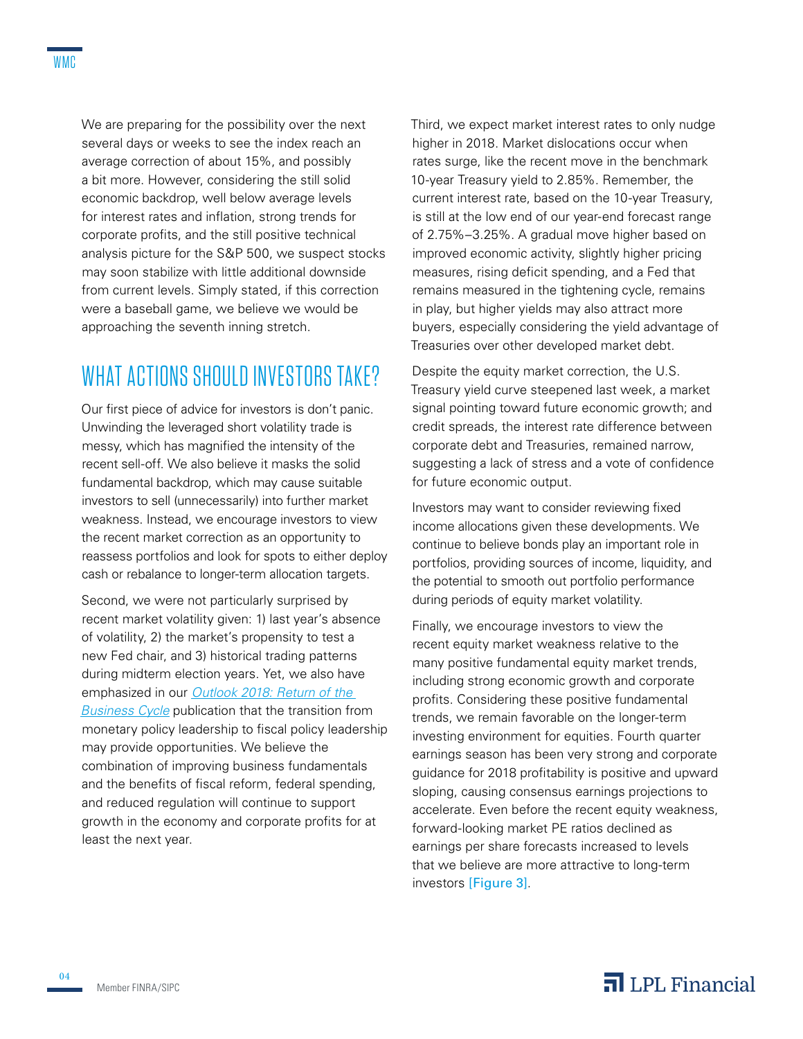We are preparing for the possibility over the next several days or weeks to see the index reach an average correction of about 15%, and possibly a bit more. However, considering the still solid economic backdrop, well below average levels for interest rates and inflation, strong trends for corporate profits, and the still positive technical analysis picture for the S&P 500, we suspect stocks may soon stabilize with little additional downside from current levels. Simply stated, if this correction were a baseball game, we believe we would be approaching the seventh inning stretch.

## WHAT ACTIONS SHOULD INVESTORS TAKE?

Our first piece of advice for investors is don't panic. Unwinding the leveraged short volatility trade is messy, which has magnified the intensity of the recent sell-off. We also believe it masks the solid fundamental backdrop, which may cause suitable investors to sell (unnecessarily) into further market weakness. Instead, we encourage investors to view the recent market correction as an opportunity to reassess portfolios and look for spots to either deploy cash or rebalance to longer-term allocation targets.

Second, we were not particularly surprised by recent market volatility given: 1) last year's absence of volatility, 2) the market's propensity to test a new Fed chair, and 3) historical trading patterns during midterm election years. Yet, we also have emphasized in our *Outlook 2018: Return of the Business Cycle* publication that the transition from monetary policy leadership to fiscal policy leadership may provide opportunities. We believe the combination of improving business fundamentals and the benefits of fiscal reform, federal spending, and reduced regulation will continue to support growth in the economy and corporate profits for at least the next year.

Third, we expect market interest rates to only nudge higher in 2018. Market dislocations occur when rates surge, like the recent move in the benchmark 10-year Treasury yield to 2.85%. Remember, the current interest rate, based on the 10-year Treasury, is still at the low end of our year-end forecast range of 2.75%–3.25%. A gradual move higher based on improved economic activity, slightly higher pricing measures, rising deficit spending, and a Fed that remains measured in the tightening cycle, remains in play, but higher yields may also attract more buyers, especially considering the yield advantage of Treasuries over other developed market debt.

Despite the equity market correction, the U.S. Treasury yield curve steepened last week, a market signal pointing toward future economic growth; and credit spreads, the interest rate difference between corporate debt and Treasuries, remained narrow, suggesting a lack of stress and a vote of confidence for future economic output.

Investors may want to consider reviewing fixed income allocations given these developments. We continue to believe bonds play an important role in portfolios, providing sources of income, liquidity, and the potential to smooth out portfolio performance during periods of equity market volatility.

Finally, we encourage investors to view the recent equity market weakness relative to the many positive fundamental equity market trends, including strong economic growth and corporate profits. Considering these positive fundamental trends, we remain favorable on the longer-term investing environment for equities. Fourth quarter earnings season has been very strong and corporate guidance for 2018 profitability is positive and upward sloping, causing consensus earnings projections to accelerate. Even before the recent equity weakness, forward-looking market PE ratios declined as earnings per share forecasts increased to levels that we believe are more attractive to long-term investors [Figure 3].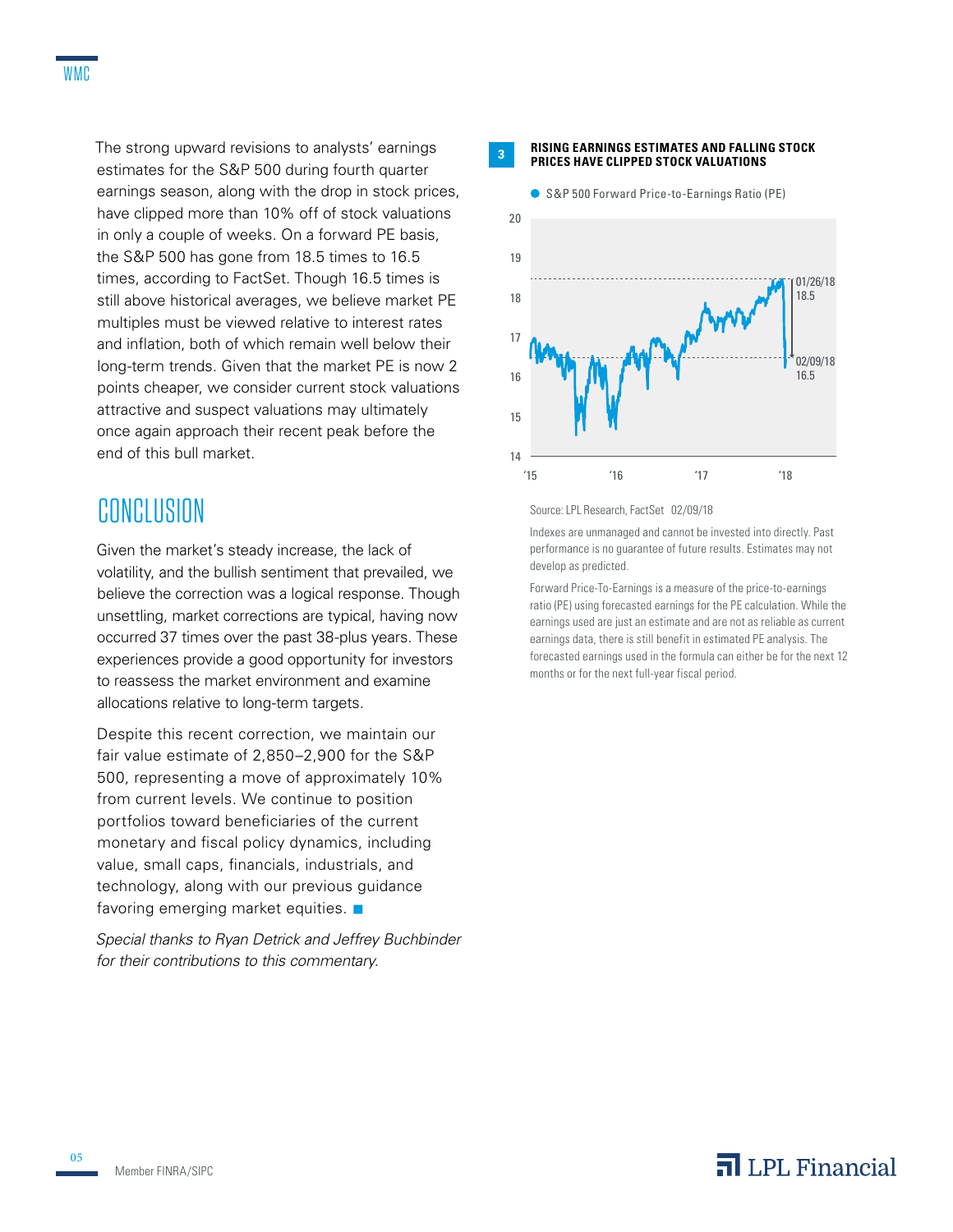The strong upward revisions to analysts' earnings estimates for the S&P 500 during fourth quarter earnings season, along with the drop in stock prices, have clipped more than 10% off of stock valuations in only a couple of weeks. On a forward PE basis, the S&P 500 has gone from 18.5 times to 16.5 times, according to FactSet. Though 16.5 times is still above historical averages, we believe market PE multiples must be viewed relative to interest rates and inflation, both of which remain well below their long-term trends. Given that the market PE is now 2 points cheaper, we consider current stock valuations attractive and suspect valuations may ultimately once again approach their recent peak before the end of this bull market.

## CONCLUSION

Given the market's steady increase, the lack of volatility, and the bullish sentiment that prevailed, we believe the correction was a logical response. Though unsettling, market corrections are typical, having now occurred 37 times over the past 38-plus years. These experiences provide a good opportunity for investors to reassess the market environment and examine allocations relative to long-term targets.

Despite this recent correction, we maintain our fair value estimate of 2,850–2,900 for the S&P 500, representing a move of approximately 10% from current levels. We continue to position portfolios toward beneficiaries of the current monetary and fiscal policy dynamics, including value, small caps, financials, industrials, and technology, along with our previous guidance favoring emerging market equities. ■

*Special thanks to Ryan Detrick and Jeffrey Buchbinder for their contributions to this commentary.*

**3 RISING EARNINGS ESTIMATES AND FALLING STOCK PRICES HAVE CLIPPED STOCK VALUATIONS**

● S&P 500 Forward Price-to-Earnings Ratio (PE)

01/26/18: 18.5
02/09/18: 16.5

Source: LPL Research, FactSet 02/09/18

Indexes are unmanaged and cannot be invested into directly. Past performance is no guarantee of future results. Estimates may not develop as predicted.

Forward Price-To-Earnings is a measure of the price-to-earnings ratio (PE) using forecasted earnings for the PE calculation. While the earnings used are just an estimate and are not as reliable as current earnings data, there is still benefit in estimated PE analysis. The forecasted earnings used in the formula can either be for the next 12 months or for the next full-year fiscal period.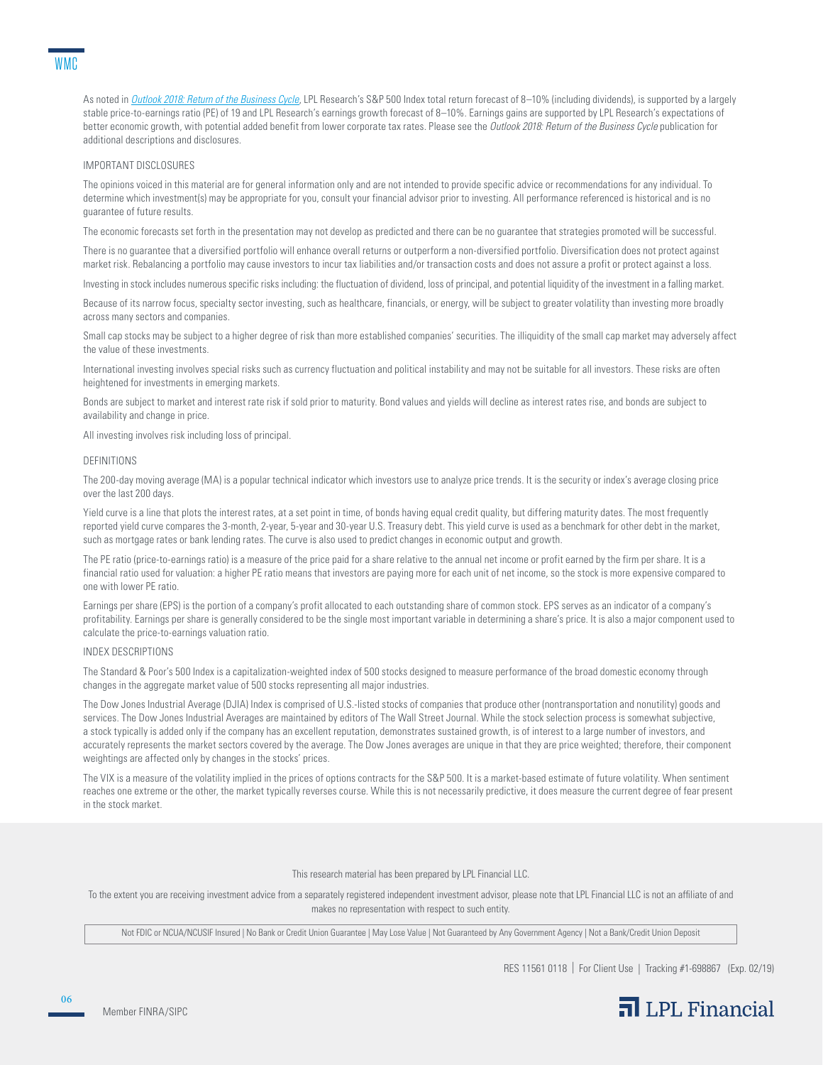As noted in *Outlook 2018: Return of the Business Cycle*, LPL Research's S&P 500 Index total return forecast of 8–10% (including dividends), is supported by a largely stable price-to-earnings ratio (PE) of 19 and LPL Research's earnings growth forecast of 8–10%. Earnings gains are supported by LPL Research's expectations of better economic growth, with potential added benefit from lower corporate tax rates. Please see the *Outlook 2018: Return of the Business Cycle* publication for additional descriptions and disclosures.

## IMPORTANT DISCLOSURES

The opinions voiced in this material are for general information only and are not intended to provide specific advice or recommendations for any individual. To determine which investment(s) may be appropriate for you, consult your financial advisor prior to investing. All performance referenced is historical and is no guarantee of future results.

The economic forecasts set forth in the presentation may not develop as predicted and there can be no guarantee that strategies promoted will be successful.

There is no guarantee that a diversified portfolio will enhance overall returns or outperform a non-diversified portfolio. Diversification does not protect against market risk. Rebalancing a portfolio may cause investors to incur tax liabilities and/or transaction costs and does not assure a profit or protect against a loss.

Investing in stock includes numerous specific risks including: the fluctuation of dividend, loss of principal, and potential liquidity of the investment in a falling market.

Because of its narrow focus, specialty sector investing, such as healthcare, financials, or energy, will be subject to greater volatility than investing more broadly across many sectors and companies.

Small cap stocks may be subject to a higher degree of risk than more established companies' securities. The illiquidity of the small cap market may adversely affect the value of these investments.

International investing involves special risks such as currency fluctuation and political instability and may not be suitable for all investors. These risks are often heightened for investments in emerging markets.

Bonds are subject to market and interest rate risk if sold prior to maturity. Bond values and yields will decline as interest rates rise, and bonds are subject to availability and change in price.

All investing involves risk including loss of principal.

## DEFINITIONS

The 200-day moving average (MA) is a popular technical indicator which investors use to analyze price trends. It is the security or index's average closing price over the last 200 days.

Yield curve is a line that plots the interest rates, at a set point in time, of bonds having equal credit quality, but differing maturity dates. The most frequently reported yield curve compares the 3-month, 2-year, 5-year and 30-year U.S. Treasury debt. This yield curve is used as a benchmark for other debt in the market, such as mortgage rates or bank lending rates. The curve is also used to predict changes in economic output and growth.

The PE ratio (price-to-earnings ratio) is a measure of the price paid for a share relative to the annual net income or profit earned by the firm per share. It is a financial ratio used for valuation: a higher PE ratio means that investors are paying more for each unit of net income, so the stock is more expensive compared to one with lower PE ratio.

Earnings per share (EPS) is the portion of a company's profit allocated to each outstanding share of common stock. EPS serves as an indicator of a company's profitability. Earnings per share is generally considered to be the single most important variable in determining a share's price. It is also a major component used to calculate the price-to-earnings valuation ratio.

## INDEX DESCRIPTIONS

The Standard & Poor's 500 Index is a capitalization-weighted index of 500 stocks designed to measure performance of the broad domestic economy through changes in the aggregate market value of 500 stocks representing all major industries.

The Dow Jones Industrial Average (DJIA) Index is comprised of U.S.-listed stocks of companies that produce other (nontransportation and nonutility) goods and services. The Dow Jones Industrial Averages are maintained by editors of The Wall Street Journal. While the stock selection process is somewhat subjective, a stock typically is added only if the company has an excellent reputation, demonstrates sustained growth, is of interest to a large number of investors, and accurately represents the market sectors covered by the average. The Dow Jones averages are unique in that they are price weighted; therefore, their component weightings are affected only by changes in the stocks' prices.

The VIX is a measure of the volatility implied in the prices of options contracts for the S&P 500. It is a market-based estimate of future volatility. When sentiment reaches one extreme or the other, the market typically reverses course. While this is not necessarily predictive, it does measure the current degree of fear present in the stock market.

This research material has been prepared by LPL Financial LLC.

To the extent you are receiving investment advice from a separately registered independent investment advisor, please note that LPL Financial LLC is not an affiliate of and makes no representation with respect to such entity.

Not FDIC or NCUA/NCUSIF Insured | No Bank or Credit Union Guarantee | May Lose Value | Not Guaranteed by Any Government Agency | Not a Bank/Credit Union Deposit

RES 11561 0118 | For Client Use | Tracking #1-698867 (Exp. 02/19)

Member FINRA/SIPC

LPL Financial